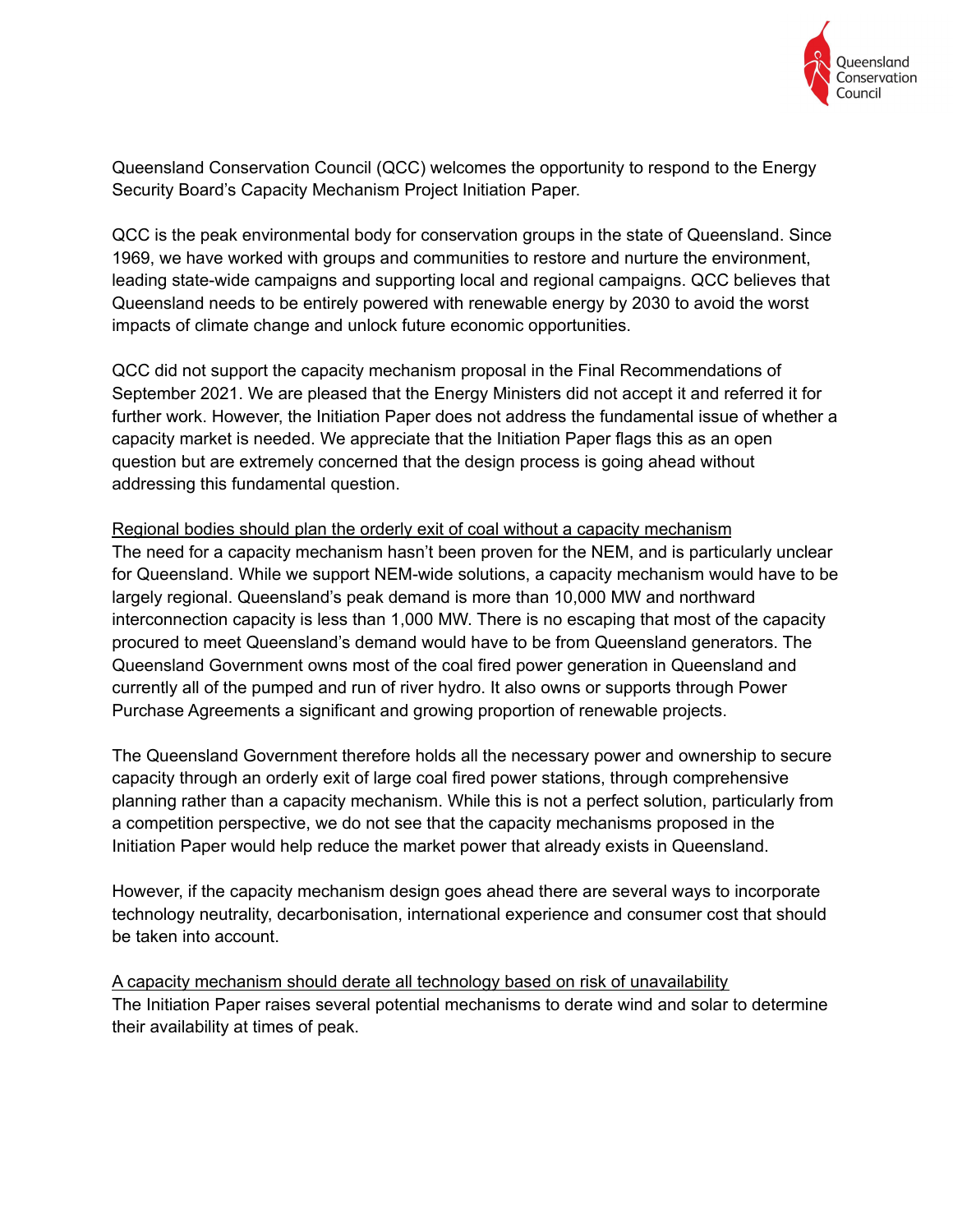Queensland Conservation Council (QCC) welcomes the opportunity to respond to the Energy Security Board's Capacity Mechanism Project Initiation Paper.

QCC is the peak environmental body for conservation groups in the state of Queensland. Since 1969, we have worked with groups and communities to restore and nurture the environment, leading state-wide campaigns and supporting local and regional campaigns. QCC believes that Queensland needs to be entirely powered with renewable energy by 2030 to avoid the worst impacts of climate change and unlock future economic opportunities.

QCC did not support the capacity mechanism proposal in the Final Recommendations of September 2021. We are pleased that the Energy Ministers did not accept it and referred it for further work. However, the Initiation Paper does not address the fundamental issue of whether a capacity market is needed. We appreciate that the Initiation Paper flags this as an open question but are extremely concerned that the design process is going ahead without addressing this fundamental question.

## Regional bodies should plan the orderly exit of coal without a capacity mechanism

The need for a capacity mechanism hasn't been proven for the NEM, and is particularly unclear for Queensland. While we support NEM-wide solutions, a capacity mechanism would have to be largely regional. Queensland's peak demand is more than 10,000 MW and northward interconnection capacity is less than 1,000 MW. There is no escaping that most of the capacity procured to meet Queensland's demand would have to be from Queensland generators. The Queensland Government owns most of the coal fired power generation in Queensland and currently all of the pumped and run of river hydro. It also owns or supports through Power Purchase Agreements a significant and growing proportion of renewable projects.

The Queensland Government therefore holds all the necessary power and ownership to secure capacity through an orderly exit of large coal fired power stations, through comprehensive planning rather than a capacity mechanism. While this is not a perfect solution, particularly from a competition perspective, we do not see that the capacity mechanisms proposed in the Initiation Paper would help reduce the market power that already exists in Queensland.

However, if the capacity mechanism design goes ahead there are several ways to incorporate technology neutrality, decarbonisation, international experience and consumer cost that should be taken into account.

## A capacity mechanism should derate all technology based on risk of unavailability

The Initiation Paper raises several potential mechanisms to derate wind and solar to determine their availability at times of peak.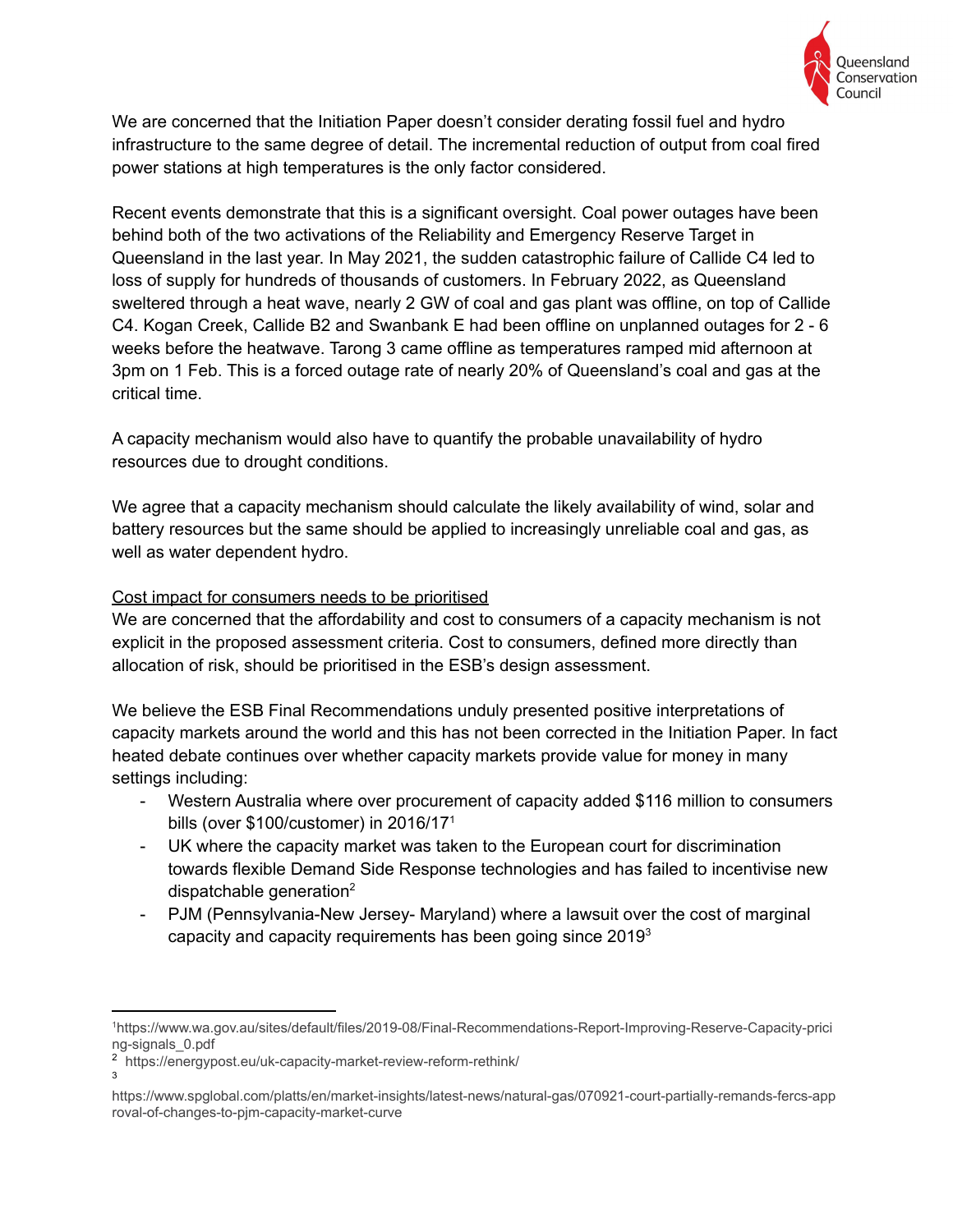We are concerned that the Initiation Paper doesn't consider derating fossil fuel and hydro infrastructure to the same degree of detail. The incremental reduction of output from coal fired power stations at high temperatures is the only factor considered.

Recent events demonstrate that this is a significant oversight. Coal power outages have been behind both of the two activations of the Reliability and Emergency Reserve Target in Queensland in the last year. In May 2021, the sudden catastrophic failure of Callide C4 led to loss of supply for hundreds of thousands of customers. In February 2022, as Queensland sweltered through a heat wave, nearly 2 GW of coal and gas plant was offline, on top of Callide C4. Kogan Creek, Callide B2 and Swanbank E had been offline on unplanned outages for 2 - 6 weeks before the heatwave. Tarong 3 came offline as temperatures ramped mid afternoon at 3pm on 1 Feb. This is a forced outage rate of nearly 20% of Queensland's coal and gas at the critical time.

A capacity mechanism would also have to quantify the probable unavailability of hydro resources due to drought conditions.

We agree that a capacity mechanism should calculate the likely availability of wind, solar and battery resources but the same should be applied to increasingly unreliable coal and gas, as well as water dependent hydro.

<u>Cost impact for consumers needs to be prioritised</u>

We are concerned that the affordability and cost to consumers of a capacity mechanism is not explicit in the proposed assessment criteria. Cost to consumers, defined more directly than allocation of risk, should be prioritised in the ESB's design assessment.

We believe the ESB Final Recommendations unduly presented positive interpretations of capacity markets around the world and this has not been corrected in the Initiation Paper. In fact heated debate continues over whether capacity markets provide value for money in many settings including:

- Western Australia where over procurement of capacity added $116 million to consumers bills (over $100/customer) in 2016/17[1]
- UK where the capacity market was taken to the European court for discrimination towards flexible Demand Side Response technologies and has failed to incentivise new dispatchable generation[2]
- PJM (Pennsylvania-New Jersey- Maryland) where a lawsuit over the cost of marginal capacity and capacity requirements has been going since 2019[3]

---

[1] https://www.wa.gov.au/sites/default/files/2019-08/Final-Recommendations-Report-Improving-Reserve-Capacity-pricing-signals_0.pdf

[2] https://energypost.eu/uk-capacity-market-review-reform-rethink/

[3] https://www.spglobal.com/platts/en/market-insights/latest-news/natural-gas/070921-court-partially-remands-fercs-approval-of-changes-to-pjm-capacity-market-curve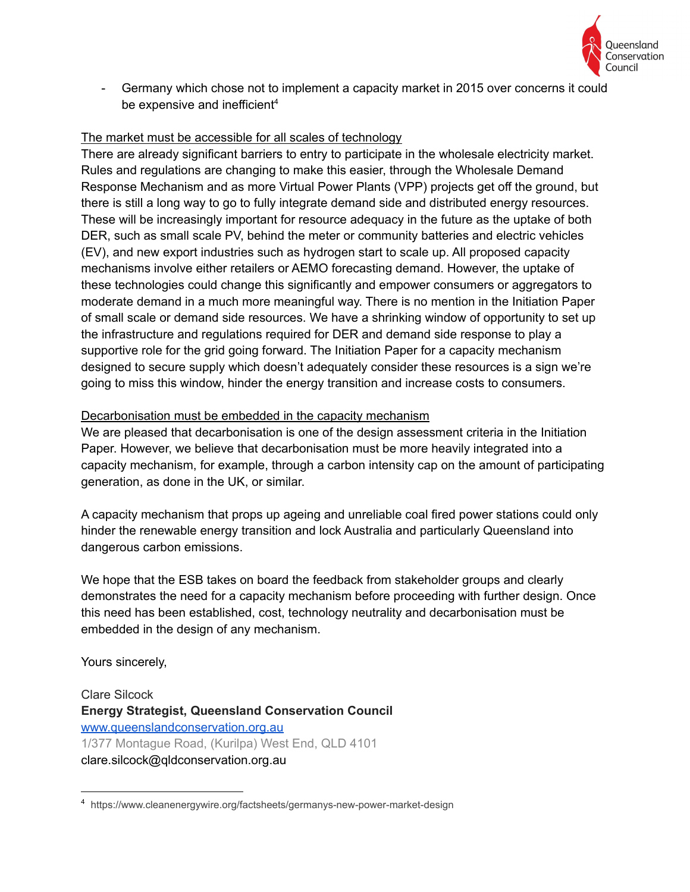- Germany which chose not to implement a capacity market in 2015 over concerns it could be expensive and inefficient[4]

The market must be accessible for all scales of technology

There are already significant barriers to entry to participate in the wholesale electricity market. Rules and regulations are changing to make this easier, through the Wholesale Demand Response Mechanism and as more Virtual Power Plants (VPP) projects get off the ground, but there is still a long way to go to fully integrate demand side and distributed energy resources. These will be increasingly important for resource adequacy in the future as the uptake of both DER, such as small scale PV, behind the meter or community batteries and electric vehicles (EV), and new export industries such as hydrogen start to scale up. All proposed capacity mechanisms involve either retailers or AEMO forecasting demand. However, the uptake of these technologies could change this significantly and empower consumers or aggregators to moderate demand in a much more meaningful way. There is no mention in the Initiation Paper of small scale or demand side resources. We have a shrinking window of opportunity to set up the infrastructure and regulations required for DER and demand side response to play a supportive role for the grid going forward. The Initiation Paper for a capacity mechanism designed to secure supply which doesn't adequately consider these resources is a sign we're going to miss this window, hinder the energy transition and increase costs to consumers.

Decarbonisation must be embedded in the capacity mechanism

We are pleased that decarbonisation is one of the design assessment criteria in the Initiation Paper. However, we believe that decarbonisation must be more heavily integrated into a capacity mechanism, for example, through a carbon intensity cap on the amount of participating generation, as done in the UK, or similar.

A capacity mechanism that props up ageing and unreliable coal fired power stations could only hinder the renewable energy transition and lock Australia and particularly Queensland into dangerous carbon emissions.

We hope that the ESB takes on board the feedback from stakeholder groups and clearly demonstrates the need for a capacity mechanism before proceeding with further design. Once this need has been established, cost, technology neutrality and decarbonisation must be embedded in the design of any mechanism.

Yours sincerely,

Clare Silcock
**Energy Strategist, Queensland Conservation Council**
[www.queenslandconservation.org.au](http://www.queenslandconservation.org.au)
1/377 Montague Road, (Kurilpa) West End, QLD 4101
clare.silcock@qldconservation.org.au

[4] https://www.cleanenergywire.org/factsheets/germanys-new-power-market-design